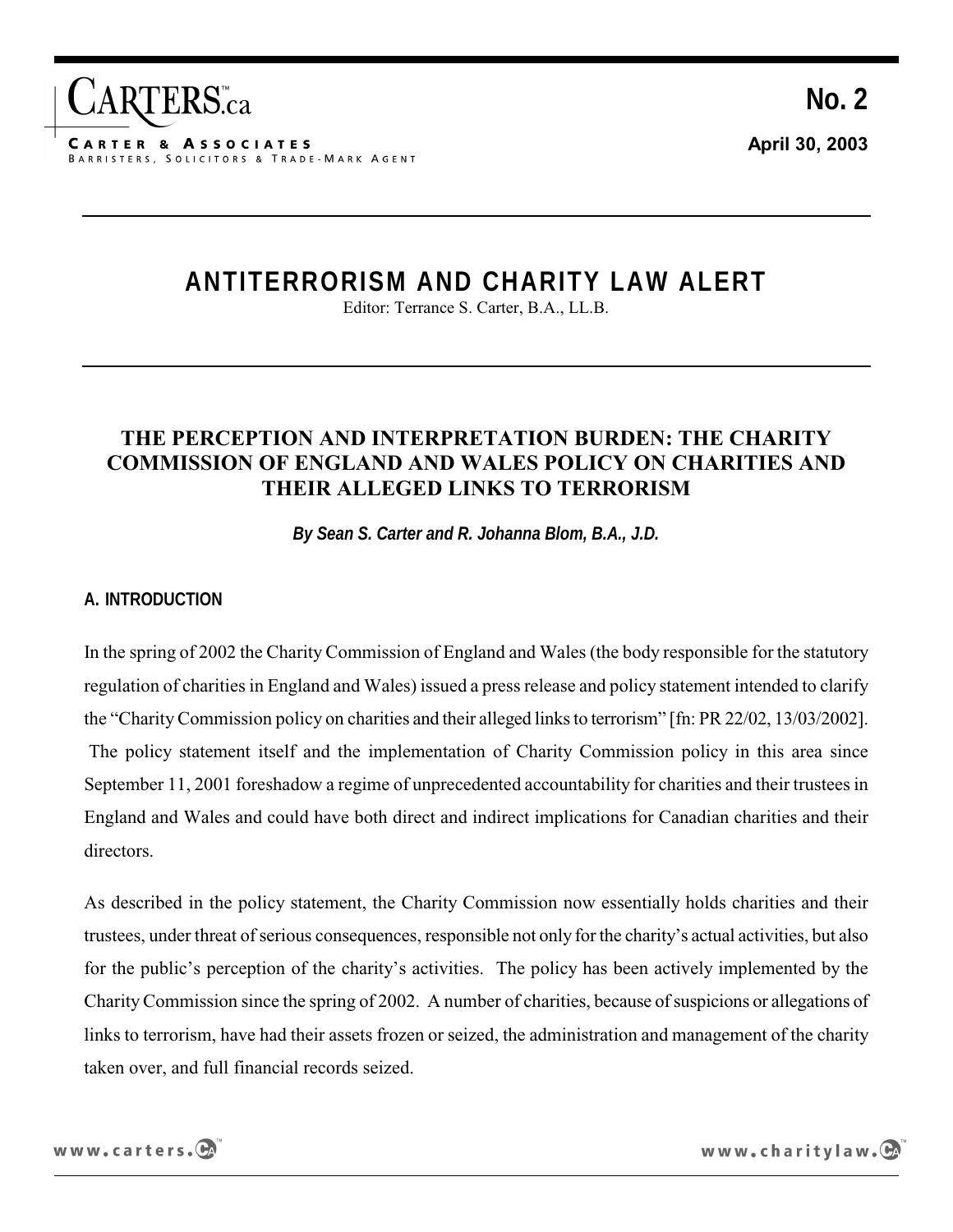CARTERS.ca

**CARTER & ASSOCIATES**
BARRISTERS, SOLICITORS & TRADE-MARK AGENT

**No. 2**

**April 30, 2003**

# ANTITERRORISM AND CHARITY LAW ALERT

Editor: Terrance S. Carter, B.A., LL.B.

## THE PERCEPTION AND INTERPRETATION BURDEN: THE CHARITY COMMISSION OF ENGLAND AND WALES POLICY ON CHARITIES AND THEIR ALLEGED LINKS TO TERRORISM

***By Sean S. Carter and R. Johanna Blom, B.A., J.D.***

### A. INTRODUCTION

In the spring of 2002 the Charity Commission of England and Wales (the body responsible for the statutory regulation of charities in England and Wales) issued a press release and policy statement intended to clarify the "Charity Commission policy on charities and their alleged links to terrorism" [fn: PR 22/02, 13/03/2002]. The policy statement itself and the implementation of Charity Commission policy in this area since September 11, 2001 foreshadow a regime of unprecedented accountability for charities and their trustees in England and Wales and could have both direct and indirect implications for Canadian charities and their directors.

As described in the policy statement, the Charity Commission now essentially holds charities and their trustees, under threat of serious consequences, responsible not only for the charity's actual activities, but also for the public's perception of the charity's activities. The policy has been actively implemented by the Charity Commission since the spring of 2002. A number of charities, because of suspicions or allegations of links to terrorism, have had their assets frozen or seized, the administration and management of the charity taken over, and full financial records seized.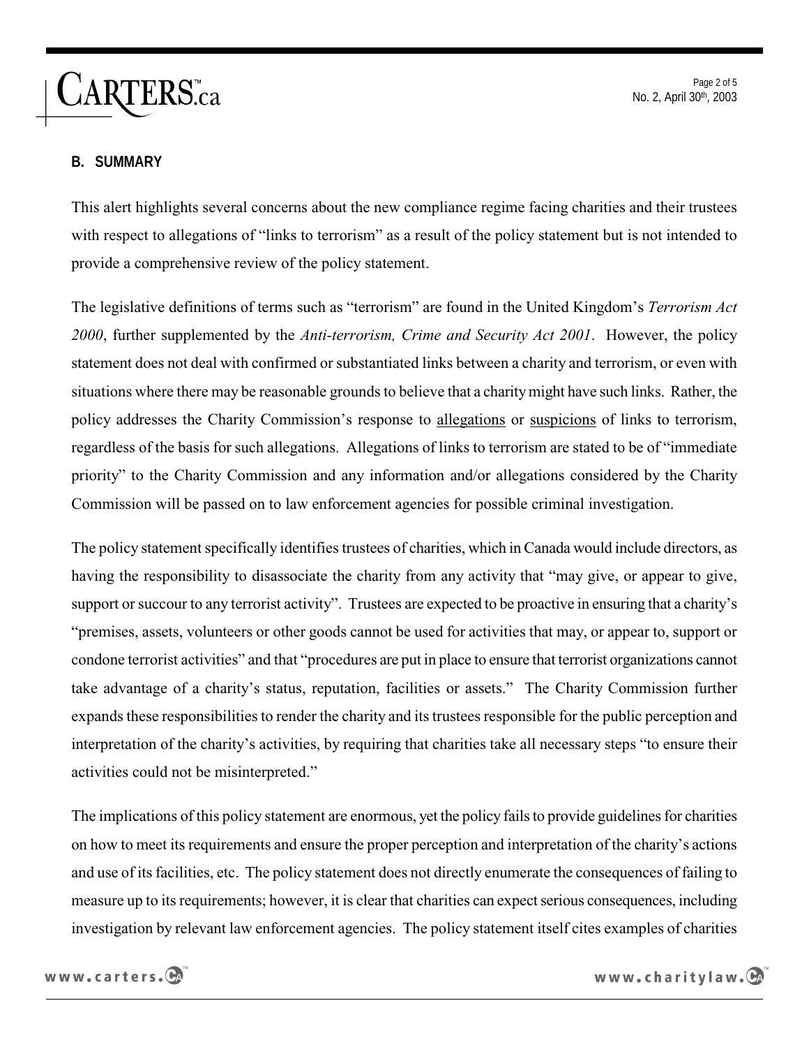## B. SUMMARY

This alert highlights several concerns about the new compliance regime facing charities and their trustees with respect to allegations of "links to terrorism" as a result of the policy statement but is not intended to provide a comprehensive review of the policy statement.

The legislative definitions of terms such as "terrorism" are found in the United Kingdom's *Terrorism Act 2000*, further supplemented by the *Anti-terrorism, Crime and Security Act 2001*. However, the policy statement does not deal with confirmed or substantiated links between a charity and terrorism, or even with situations where there may be reasonable grounds to believe that a charity might have such links. Rather, the policy addresses the Charity Commission's response to <u>allegations</u> or <u>suspicions</u> of links to terrorism, regardless of the basis for such allegations. Allegations of links to terrorism are stated to be of "immediate priority" to the Charity Commission and any information and/or allegations considered by the Charity Commission will be passed on to law enforcement agencies for possible criminal investigation.

The policy statement specifically identifies trustees of charities, which in Canada would include directors, as having the responsibility to disassociate the charity from any activity that "may give, or appear to give, support or succour to any terrorist activity". Trustees are expected to be proactive in ensuring that a charity's "premises, assets, volunteers or other goods cannot be used for activities that may, or appear to, support or condone terrorist activities" and that "procedures are put in place to ensure that terrorist organizations cannot take advantage of a charity's status, reputation, facilities or assets." The Charity Commission further expands these responsibilities to render the charity and its trustees responsible for the public perception and interpretation of the charity's activities, by requiring that charities take all necessary steps "to ensure their activities could not be misinterpreted."

The implications of this policy statement are enormous, yet the policy fails to provide guidelines for charities on how to meet its requirements and ensure the proper perception and interpretation of the charity's actions and use of its facilities, etc. The policy statement does not directly enumerate the consequences of failing to measure up to its requirements; however, it is clear that charities can expect serious consequences, including investigation by relevant law enforcement agencies. The policy statement itself cites examples of charities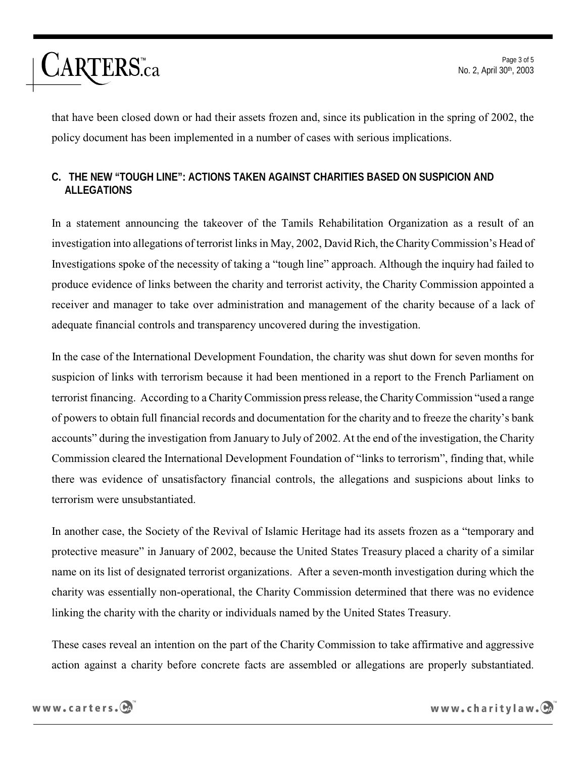that have been closed down or had their assets frozen and, since its publication in the spring of 2002, the policy document has been implemented in a number of cases with serious implications.

### C. THE NEW "TOUGH LINE": ACTIONS TAKEN AGAINST CHARITIES BASED ON SUSPICION AND ALLEGATIONS

In a statement announcing the takeover of the Tamils Rehabilitation Organization as a result of an investigation into allegations of terrorist links in May, 2002, David Rich, the Charity Commission's Head of Investigations spoke of the necessity of taking a "tough line" approach. Although the inquiry had failed to produce evidence of links between the charity and terrorist activity, the Charity Commission appointed a receiver and manager to take over administration and management of the charity because of a lack of adequate financial controls and transparency uncovered during the investigation.

In the case of the International Development Foundation, the charity was shut down for seven months for suspicion of links with terrorism because it had been mentioned in a report to the French Parliament on terrorist financing. According to a Charity Commission press release, the Charity Commission "used a range of powers to obtain full financial records and documentation for the charity and to freeze the charity's bank accounts" during the investigation from January to July of 2002. At the end of the investigation, the Charity Commission cleared the International Development Foundation of "links to terrorism", finding that, while there was evidence of unsatisfactory financial controls, the allegations and suspicions about links to terrorism were unsubstantiated.

In another case, the Society of the Revival of Islamic Heritage had its assets frozen as a "temporary and protective measure" in January of 2002, because the United States Treasury placed a charity of a similar name on its list of designated terrorist organizations. After a seven-month investigation during which the charity was essentially non-operational, the Charity Commission determined that there was no evidence linking the charity with the charity or individuals named by the United States Treasury.

These cases reveal an intention on the part of the Charity Commission to take affirmative and aggressive action against a charity before concrete facts are assembled or allegations are properly substantiated.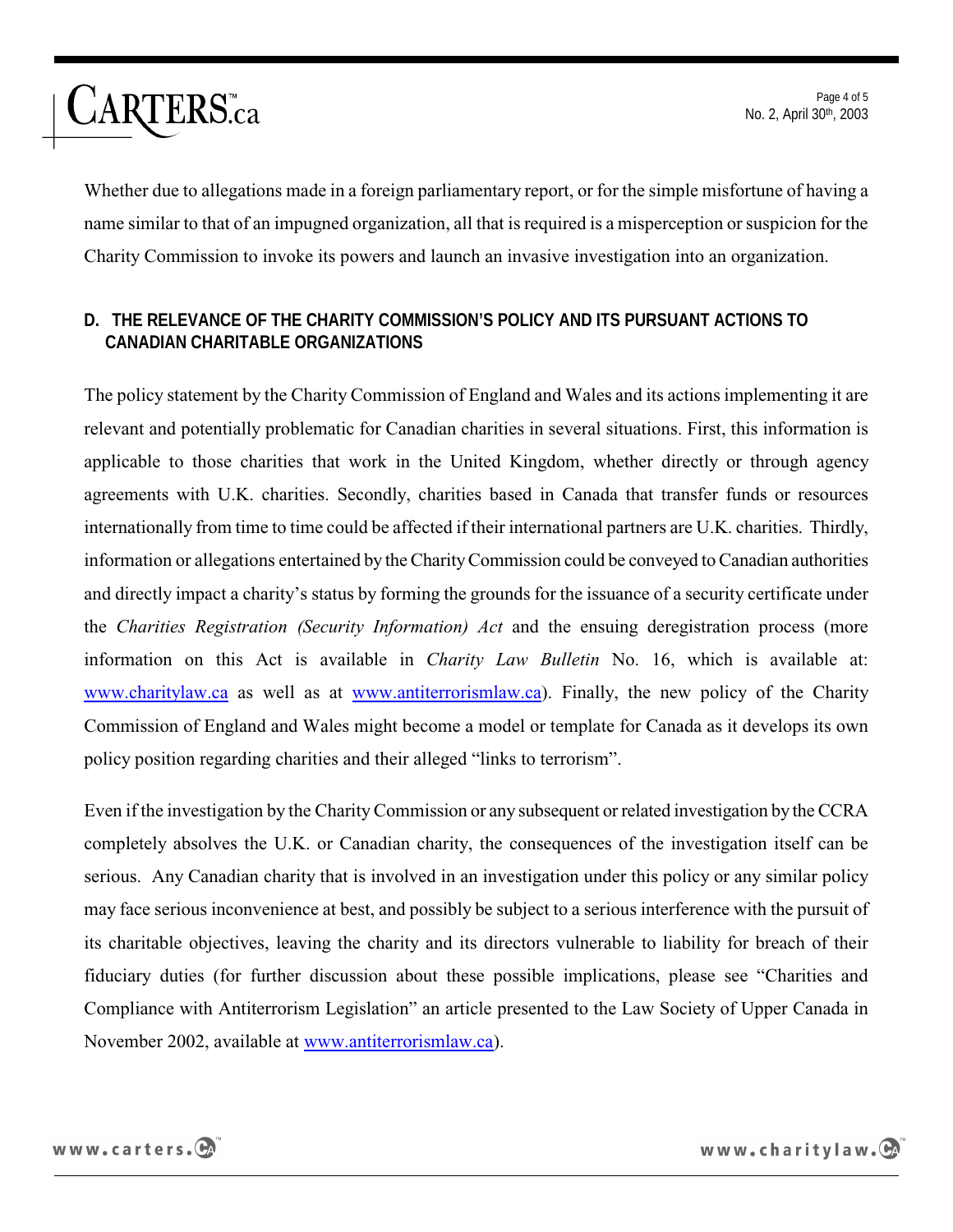Whether due to allegations made in a foreign parliamentary report, or for the simple misfortune of having a name similar to that of an impugned organization, all that is required is a misperception or suspicion for the Charity Commission to invoke its powers and launch an invasive investigation into an organization.

## D. THE RELEVANCE OF THE CHARITY COMMISSION'S POLICY AND ITS PURSUANT ACTIONS TO CANADIAN CHARITABLE ORGANIZATIONS

The policy statement by the Charity Commission of England and Wales and its actions implementing it are relevant and potentially problematic for Canadian charities in several situations. First, this information is applicable to those charities that work in the United Kingdom, whether directly or through agency agreements with U.K. charities. Secondly, charities based in Canada that transfer funds or resources internationally from time to time could be affected if their international partners are U.K. charities. Thirdly, information or allegations entertained by the Charity Commission could be conveyed to Canadian authorities and directly impact a charity's status by forming the grounds for the issuance of a security certificate under the *Charities Registration (Security Information) Act* and the ensuing deregistration process (more information on this Act is available in *Charity Law Bulletin* No. 16, which is available at: www.charitylaw.ca as well as at www.antiterrorismlaw.ca). Finally, the new policy of the Charity Commission of England and Wales might become a model or template for Canada as it develops its own policy position regarding charities and their alleged "links to terrorism".

Even if the investigation by the Charity Commission or any subsequent or related investigation by the CCRA completely absolves the U.K. or Canadian charity, the consequences of the investigation itself can be serious. Any Canadian charity that is involved in an investigation under this policy or any similar policy may face serious inconvenience at best, and possibly be subject to a serious interference with the pursuit of its charitable objectives, leaving the charity and its directors vulnerable to liability for breach of their fiduciary duties (for further discussion about these possible implications, please see "Charities and Compliance with Antiterrorism Legislation" an article presented to the Law Society of Upper Canada in November 2002, available at www.antiterrorismlaw.ca).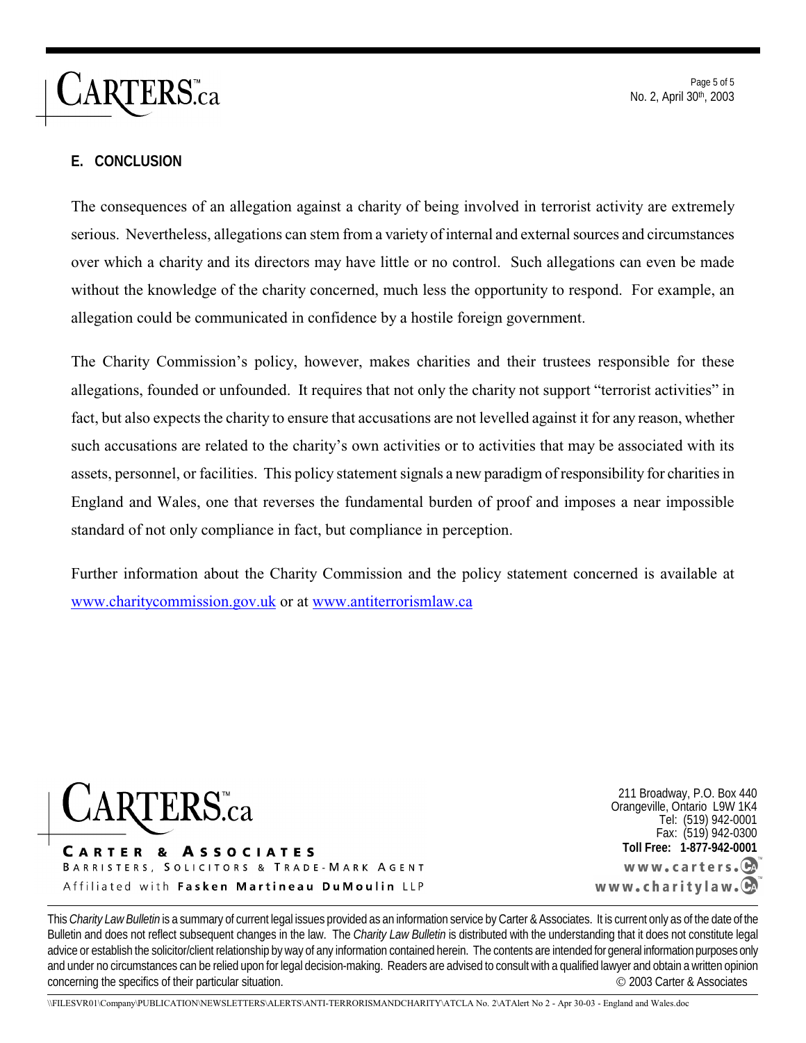## E. CONCLUSION

The consequences of an allegation against a charity of being involved in terrorist activity are extremely serious. Nevertheless, allegations can stem from a variety of internal and external sources and circumstances over which a charity and its directors may have little or no control. Such allegations can even be made without the knowledge of the charity concerned, much less the opportunity to respond. For example, an allegation could be communicated in confidence by a hostile foreign government.

The Charity Commission's policy, however, makes charities and their trustees responsible for these allegations, founded or unfounded. It requires that not only the charity not support "terrorist activities" in fact, but also expects the charity to ensure that accusations are not levelled against it for any reason, whether such accusations are related to the charity's own activities or to activities that may be associated with its assets, personnel, or facilities. This policy statement signals a new paradigm of responsibility for charities in England and Wales, one that reverses the fundamental burden of proof and imposes a near impossible standard of not only compliance in fact, but compliance in perception.

Further information about the Charity Commission and the policy statement concerned is available at [www.charitycommission.gov.uk](http://www.charitycommission.gov.uk) or at [www.antiterrorismlaw.ca](http://www.antiterrorismlaw.ca)

CARTERS.ca™

**CARTER & ASSOCIATES**
BARRISTERS, SOLICITORS & TRADE-MARK AGENT
Affiliated with **Fasken Martineau DuMoulin** LLP

211 Broadway, P.O. Box 440
Orangeville, Ontario L9W 1K4
Tel: (519) 942-0001
Fax: (519) 942-0300
**Toll Free: 1-877-942-0001**
www.carters.ca
www.charitylaw.ca

This *Charity Law Bulletin* is a summary of current legal issues provided as an information service by Carter & Associates. It is current only as of the date of the Bulletin and does not reflect subsequent changes in the law. The *Charity Law Bulletin* is distributed with the understanding that it does not constitute legal advice or establish the solicitor/client relationship by way of any information contained herein. The contents are intended for general information purposes only and under no circumstances can be relied upon for legal decision-making. Readers are advised to consult with a qualified lawyer and obtain a written opinion concerning the specifics of their particular situation. © 2003 Carter & Associates

\\FILESVR01\Company\PUBLICATION\NEWSLETTERS\ALERTS\ANTI-TERRORISMANDCHARITY\ATCLA No. 2\ATAlert No 2 - Apr 30-03 - England and Wales.doc